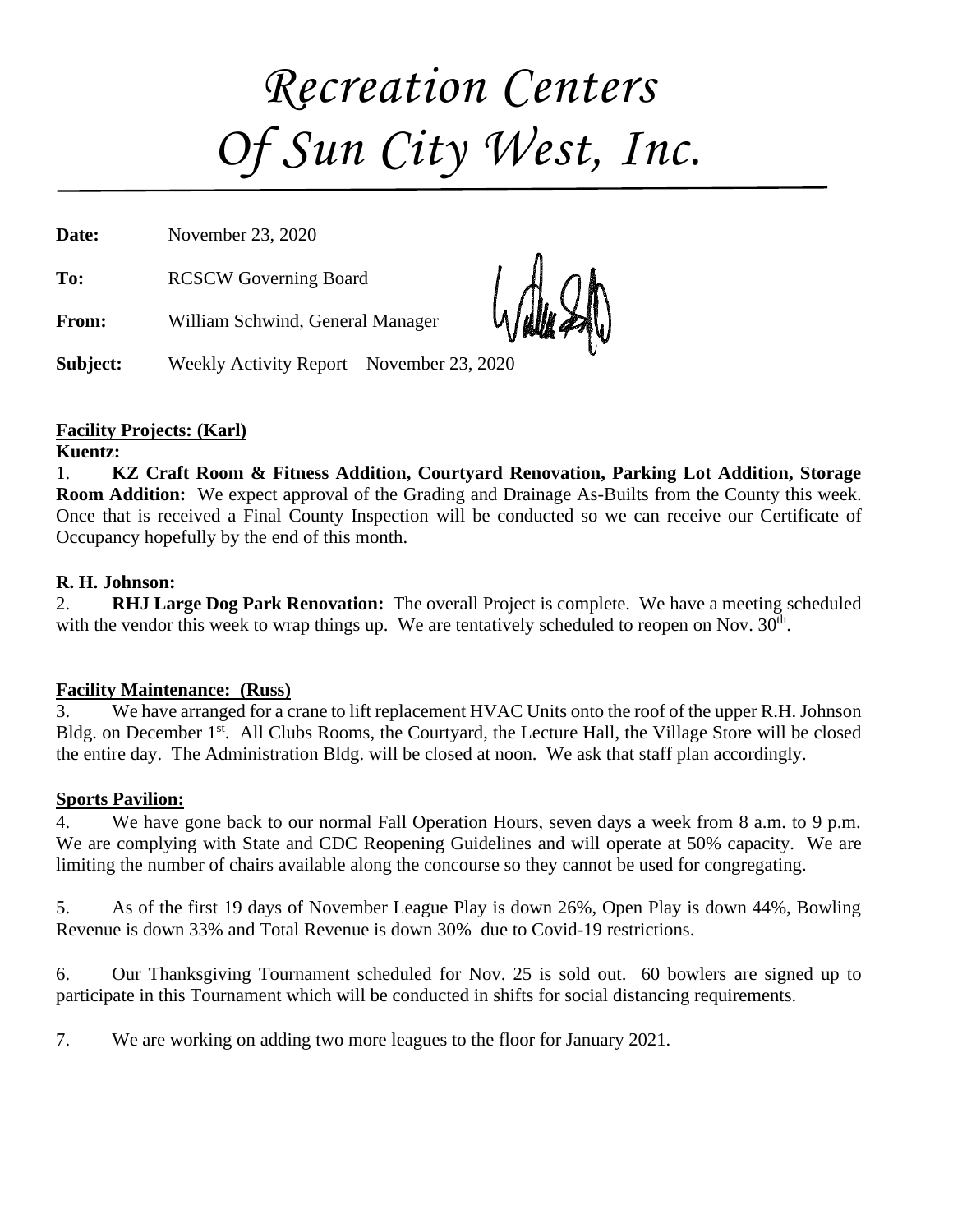// Recreation Centers Of Sun City West, Inc.

# Recreation Centers Of Sun City West, Inc.

**Date:** November 23, 2020

**To:** RCSCW Governing Board

**From:** William Schwind, General Manager

**Subject:** Weekly Activity Report – November 23, 2020

**Facility Projects: (Karl)**

**Kuentz:**

1. **KZ Craft Room & Fitness Addition, Courtyard Renovation, Parking Lot Addition, Storage Room Addition:** We expect approval of the Grading and Drainage As-Builts from the County this week. Once that is received a Final County Inspection will be conducted so we can receive our Certificate of Occupancy hopefully by the end of this month.

**R. H. Johnson:**

2. **RHJ Large Dog Park Renovation:** The overall Project is complete. We have a meeting scheduled with the vendor this week to wrap things up. We are tentatively scheduled to reopen on Nov. 30th.

**Facility Maintenance: (Russ)**

3. We have arranged for a crane to lift replacement HVAC Units onto the roof of the upper R.H. Johnson Bldg. on December 1st. All Clubs Rooms, the Courtyard, the Lecture Hall, the Village Store will be closed the entire day. The Administration Bldg. will be closed at noon. We ask that staff plan accordingly.

**Sports Pavilion:**

4. We have gone back to our normal Fall Operation Hours, seven days a week from 8 a.m. to 9 p.m. We are complying with State and CDC Reopening Guidelines and will operate at 50% capacity. We are limiting the number of chairs available along the concourse so they cannot be used for congregating.

5. As of the first 19 days of November League Play is down 26%, Open Play is down 44%, Bowling Revenue is down 33% and Total Revenue is down 30% due to Covid-19 restrictions.

6. Our Thanksgiving Tournament scheduled for Nov. 25 is sold out. 60 bowlers are signed up to participate in this Tournament which will be conducted in shifts for social distancing requirements.

7. We are working on adding two more leagues to the floor for January 2021.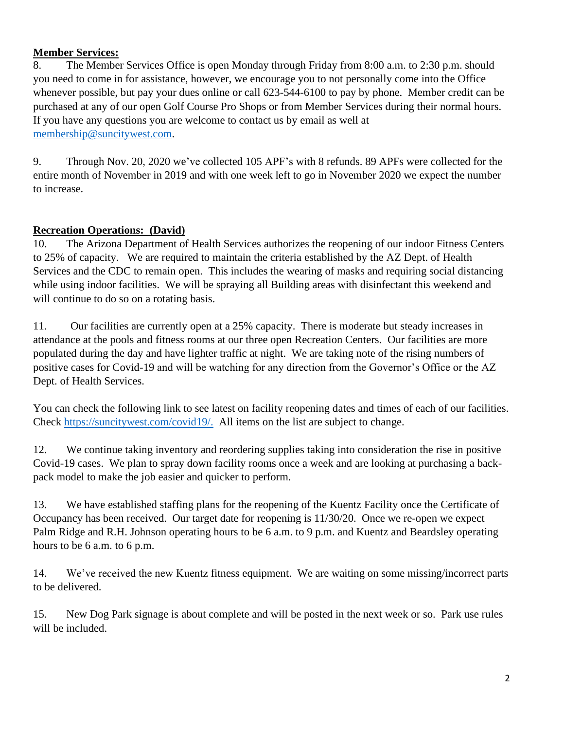**Member Services:**

8. The Member Services Office is open Monday through Friday from 8:00 a.m. to 2:30 p.m. should you need to come in for assistance, however, we encourage you to not personally come into the Office whenever possible, but pay your dues online or call 623-544-6100 to pay by phone. Member credit can be purchased at any of our open Golf Course Pro Shops or from Member Services during their normal hours. If you have any questions you are welcome to contact us by email as well at membership@suncitywest.com.

9. Through Nov. 20, 2020 we've collected 105 APF's with 8 refunds. 89 APFs were collected for the entire month of November in 2019 and with one week left to go in November 2020 we expect the number to increase.

**Recreation Operations: (David)**

10. The Arizona Department of Health Services authorizes the reopening of our indoor Fitness Centers to 25% of capacity. We are required to maintain the criteria established by the AZ Dept. of Health Services and the CDC to remain open. This includes the wearing of masks and requiring social distancing while using indoor facilities. We will be spraying all Building areas with disinfectant this weekend and will continue to do so on a rotating basis.

11. Our facilities are currently open at a 25% capacity. There is moderate but steady increases in attendance at the pools and fitness rooms at our three open Recreation Centers. Our facilities are more populated during the day and have lighter traffic at night. We are taking note of the rising numbers of positive cases for Covid-19 and will be watching for any direction from the Governor's Office or the AZ Dept. of Health Services.

You can check the following link to see latest on facility reopening dates and times of each of our facilities. Check https://suncitywest.com/covid19/. All items on the list are subject to change.

12. We continue taking inventory and reordering supplies taking into consideration the rise in positive Covid-19 cases. We plan to spray down facility rooms once a week and are looking at purchasing a back-pack model to make the job easier and quicker to perform.

13. We have established staffing plans for the reopening of the Kuentz Facility once the Certificate of Occupancy has been received. Our target date for reopening is 11/30/20. Once we re-open we expect Palm Ridge and R.H. Johnson operating hours to be 6 a.m. to 9 p.m. and Kuentz and Beardsley operating hours to be 6 a.m. to 6 p.m.

14. We've received the new Kuentz fitness equipment. We are waiting on some missing/incorrect parts to be delivered.

15. New Dog Park signage is about complete and will be posted in the next week or so. Park use rules will be included.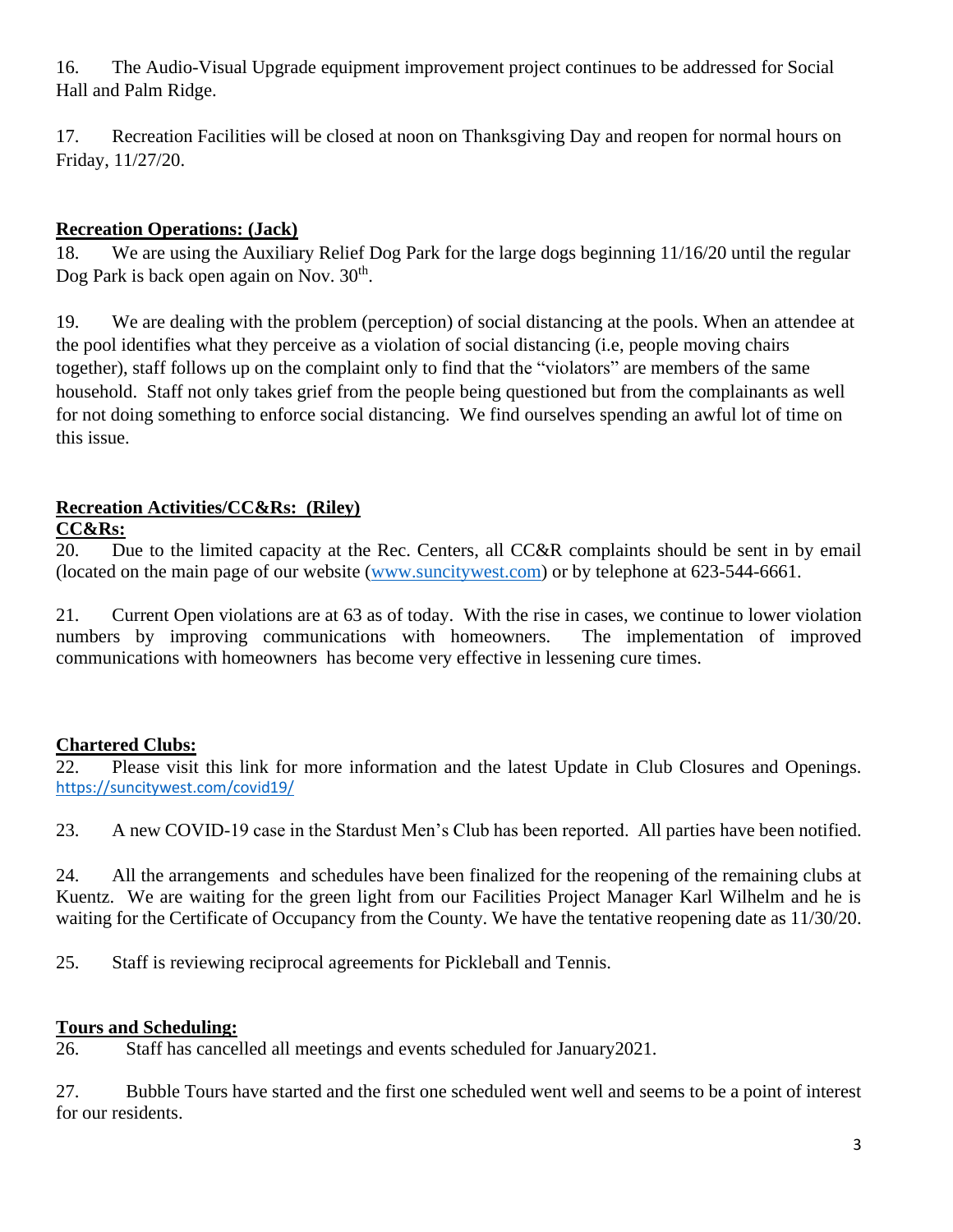16. The Audio-Visual Upgrade equipment improvement project continues to be addressed for Social Hall and Palm Ridge.

17. Recreation Facilities will be closed at noon on Thanksgiving Day and reopen for normal hours on Friday, 11/27/20.

**Recreation Operations: (Jack)**

18. We are using the Auxiliary Relief Dog Park for the large dogs beginning 11/16/20 until the regular Dog Park is back open again on Nov. 30th.

19. We are dealing with the problem (perception) of social distancing at the pools. When an attendee at the pool identifies what they perceive as a violation of social distancing (i.e, people moving chairs together), staff follows up on the complaint only to find that the "violators" are members of the same household. Staff not only takes grief from the people being questioned but from the complainants as well for not doing something to enforce social distancing. We find ourselves spending an awful lot of time on this issue.

**Recreation Activities/CC&Rs: (Riley)**

**CC&Rs:**

20. Due to the limited capacity at the Rec. Centers, all CC&R complaints should be sent in by email (located on the main page of our website (www.suncitywest.com) or by telephone at 623-544-6661.

21. Current Open violations are at 63 as of today. With the rise in cases, we continue to lower violation numbers by improving communications with homeowners. The implementation of improved communications with homeowners has become very effective in lessening cure times.

**Chartered Clubs:**

22. Please visit this link for more information and the latest Update in Club Closures and Openings. https://suncitywest.com/covid19/

23. A new COVID-19 case in the Stardust Men's Club has been reported. All parties have been notified.

24. All the arrangements and schedules have been finalized for the reopening of the remaining clubs at Kuentz. We are waiting for the green light from our Facilities Project Manager Karl Wilhelm and he is waiting for the Certificate of Occupancy from the County. We have the tentative reopening date as 11/30/20.

25. Staff is reviewing reciprocal agreements for Pickleball and Tennis.

**Tours and Scheduling:**

26. Staff has cancelled all meetings and events scheduled for January2021.

27. Bubble Tours have started and the first one scheduled went well and seems to be a point of interest for our residents.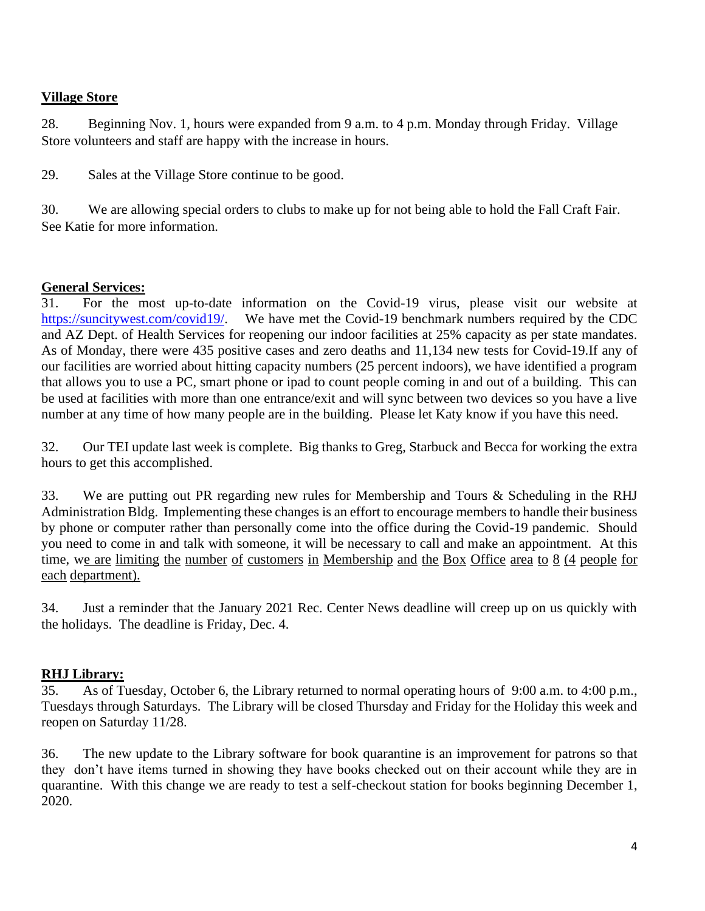**Village Store**

28. Beginning Nov. 1, hours were expanded from 9 a.m. to 4 p.m. Monday through Friday. Village Store volunteers and staff are happy with the increase in hours.

29. Sales at the Village Store continue to be good.

30. We are allowing special orders to clubs to make up for not being able to hold the Fall Craft Fair. See Katie for more information.

**General Services:**

31. For the most up-to-date information on the Covid-19 virus, please visit our website at https://suncitywest.com/covid19/. We have met the Covid-19 benchmark numbers required by the CDC and AZ Dept. of Health Services for reopening our indoor facilities at 25% capacity as per state mandates. As of Monday, there were 435 positive cases and zero deaths and 11,134 new tests for Covid-19.If any of our facilities are worried about hitting capacity numbers (25 percent indoors), we have identified a program that allows you to use a PC, smart phone or ipad to count people coming in and out of a building. This can be used at facilities with more than one entrance/exit and will sync between two devices so you have a live number at any time of how many people are in the building. Please let Katy know if you have this need.

32. Our TEI update last week is complete. Big thanks to Greg, Starbuck and Becca for working the extra hours to get this accomplished.

33. We are putting out PR regarding new rules for Membership and Tours & Scheduling in the RHJ Administration Bldg. Implementing these changes is an effort to encourage members to handle their business by phone or computer rather than personally come into the office during the Covid-19 pandemic. Should you need to come in and talk with someone, it will be necessary to call and make an appointment. At this time, we are limiting the number of customers in Membership and the Box Office area to 8 (4 people for each department).

34. Just a reminder that the January 2021 Rec. Center News deadline will creep up on us quickly with the holidays. The deadline is Friday, Dec. 4.

**RHJ Library:**

35. As of Tuesday, October 6, the Library returned to normal operating hours of 9:00 a.m. to 4:00 p.m., Tuesdays through Saturdays. The Library will be closed Thursday and Friday for the Holiday this week and reopen on Saturday 11/28.

36. The new update to the Library software for book quarantine is an improvement for patrons so that they don't have items turned in showing they have books checked out on their account while they are in quarantine. With this change we are ready to test a self-checkout station for books beginning December 1, 2020.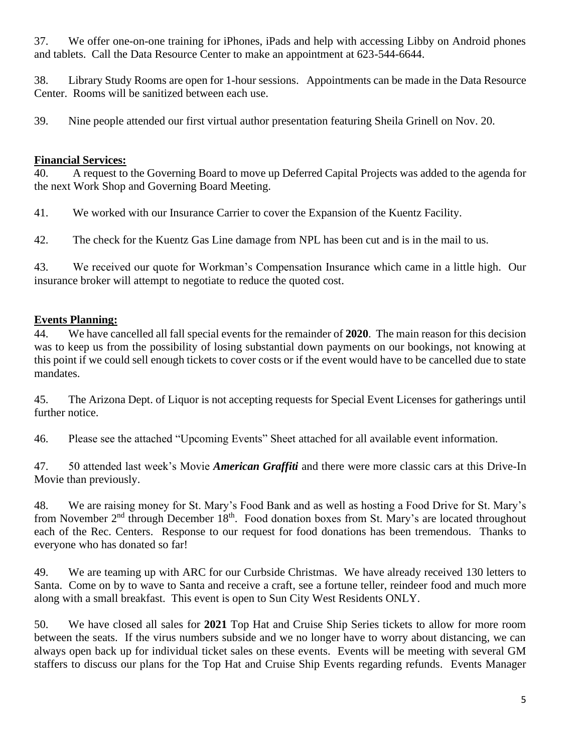37. We offer one-on-one training for iPhones, iPads and help with accessing Libby on Android phones and tablets. Call the Data Resource Center to make an appointment at 623-544-6644.

38. Library Study Rooms are open for 1-hour sessions. Appointments can be made in the Data Resource Center. Rooms will be sanitized between each use.

39. Nine people attended our first virtual author presentation featuring Sheila Grinell on Nov. 20.

**Financial Services:**

40. A request to the Governing Board to move up Deferred Capital Projects was added to the agenda for the next Work Shop and Governing Board Meeting.

41. We worked with our Insurance Carrier to cover the Expansion of the Kuentz Facility.

42. The check for the Kuentz Gas Line damage from NPL has been cut and is in the mail to us.

43. We received our quote for Workman's Compensation Insurance which came in a little high. Our insurance broker will attempt to negotiate to reduce the quoted cost.

**Events Planning:**

44. We have cancelled all fall special events for the remainder of **2020**. The main reason for this decision was to keep us from the possibility of losing substantial down payments on our bookings, not knowing at this point if we could sell enough tickets to cover costs or if the event would have to be cancelled due to state mandates.

45. The Arizona Dept. of Liquor is not accepting requests for Special Event Licenses for gatherings until further notice.

46. Please see the attached "Upcoming Events" Sheet attached for all available event information.

47. 50 attended last week's Movie ***American Graffiti*** and there were more classic cars at this Drive-In Movie than previously.

48. We are raising money for St. Mary's Food Bank and as well as hosting a Food Drive for St. Mary's from November 2nd through December 18th. Food donation boxes from St. Mary's are located throughout each of the Rec. Centers. Response to our request for food donations has been tremendous. Thanks to everyone who has donated so far!

49. We are teaming up with ARC for our Curbside Christmas. We have already received 130 letters to Santa. Come on by to wave to Santa and receive a craft, see a fortune teller, reindeer food and much more along with a small breakfast. This event is open to Sun City West Residents ONLY.

50. We have closed all sales for **2021** Top Hat and Cruise Ship Series tickets to allow for more room between the seats. If the virus numbers subside and we no longer have to worry about distancing, we can always open back up for individual ticket sales on these events. Events will be meeting with several GM staffers to discuss our plans for the Top Hat and Cruise Ship Events regarding refunds. Events Manager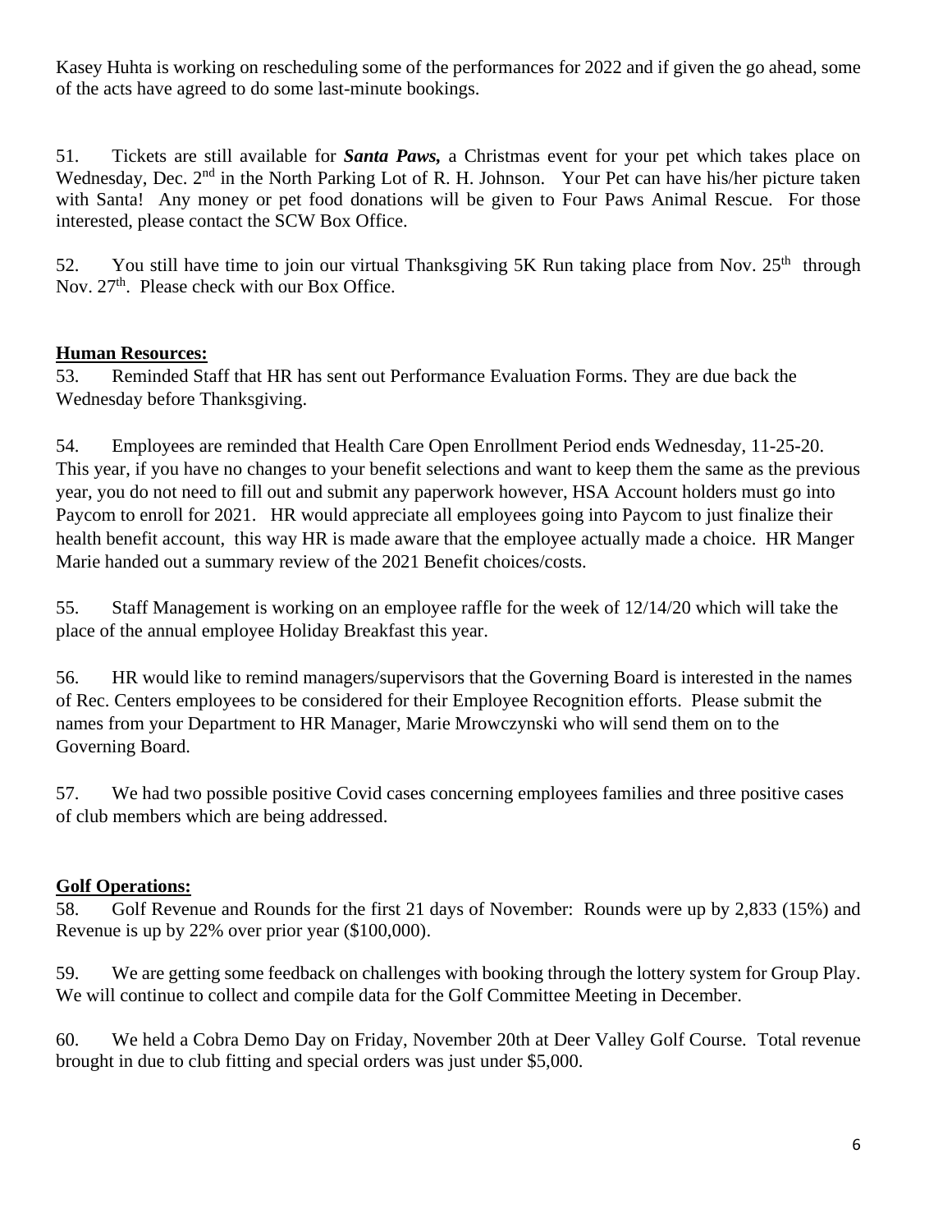Kasey Huhta is working on rescheduling some of the performances for 2022 and if given the go ahead, some of the acts have agreed to do some last-minute bookings.

51. Tickets are still available for ***Santa Paws,*** a Christmas event for your pet which takes place on Wednesday, Dec. 2nd in the North Parking Lot of R. H. Johnson. Your Pet can have his/her picture taken with Santa! Any money or pet food donations will be given to Four Paws Animal Rescue. For those interested, please contact the SCW Box Office.

52. You still have time to join our virtual Thanksgiving 5K Run taking place from Nov. 25th through Nov. 27th. Please check with our Box Office.

**Human Resources:**

53. Reminded Staff that HR has sent out Performance Evaluation Forms. They are due back the Wednesday before Thanksgiving.

54. Employees are reminded that Health Care Open Enrollment Period ends Wednesday, 11-25-20. This year, if you have no changes to your benefit selections and want to keep them the same as the previous year, you do not need to fill out and submit any paperwork however, HSA Account holders must go into Paycom to enroll for 2021. HR would appreciate all employees going into Paycom to just finalize their health benefit account, this way HR is made aware that the employee actually made a choice. HR Manger Marie handed out a summary review of the 2021 Benefit choices/costs.

55. Staff Management is working on an employee raffle for the week of 12/14/20 which will take the place of the annual employee Holiday Breakfast this year.

56. HR would like to remind managers/supervisors that the Governing Board is interested in the names of Rec. Centers employees to be considered for their Employee Recognition efforts. Please submit the names from your Department to HR Manager, Marie Mrowczynski who will send them on to the Governing Board.

57. We had two possible positive Covid cases concerning employees families and three positive cases of club members which are being addressed.

**Golf Operations:**

58. Golf Revenue and Rounds for the first 21 days of November: Rounds were up by 2,833 (15%) and Revenue is up by 22% over prior year ($100,000).

59. We are getting some feedback on challenges with booking through the lottery system for Group Play. We will continue to collect and compile data for the Golf Committee Meeting in December.

60. We held a Cobra Demo Day on Friday, November 20th at Deer Valley Golf Course. Total revenue brought in due to club fitting and special orders was just under $5,000.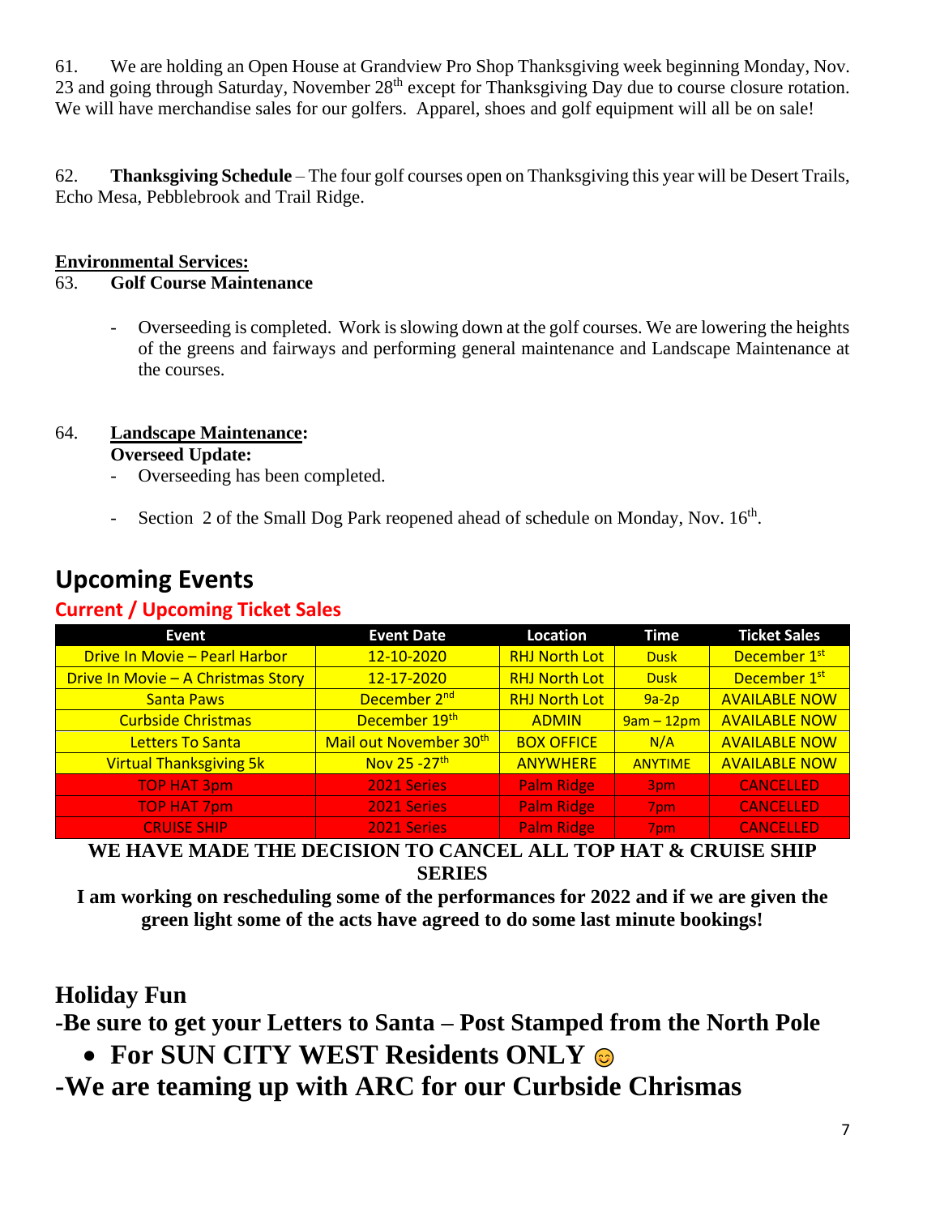61. We are holding an Open House at Grandview Pro Shop Thanksgiving week beginning Monday, Nov. 23 and going through Saturday, November 28th except for Thanksgiving Day due to course closure rotation. We will have merchandise sales for our golfers. Apparel, shoes and golf equipment will all be on sale!

62. **Thanksgiving Schedule** – The four golf courses open on Thanksgiving this year will be Desert Trails, Echo Mesa, Pebblebrook and Trail Ridge.

**Environmental Services:**

63. **Golf Course Maintenance**

- Overseeding is completed. Work is slowing down at the golf courses. We are lowering the heights of the greens and fairways and performing general maintenance and Landscape Maintenance at the courses.

64. **Landscape Maintenance:**
**Overseed Update:**
- Overseeding has been completed.
- Section 2 of the Small Dog Park reopened ahead of schedule on Monday, Nov. 16th.

# Upcoming Events

## Current / Upcoming Ticket Sales

| Event | Event Date | Location | Time | Ticket Sales |
|---|---|---|---|---|
| Drive In Movie – Pearl Harbor | 12-10-2020 | RHJ North Lot | Dusk | December 1st |
| Drive In Movie – A Christmas Story | 12-17-2020 | RHJ North Lot | Dusk | December 1st |
| Santa Paws | December 2nd | RHJ North Lot | 9a-2p | AVAILABLE NOW |
| Curbside Christmas | December 19th | ADMIN | 9am – 12pm | AVAILABLE NOW |
| Letters To Santa | Mail out November 30th | BOX OFFICE | N/A | AVAILABLE NOW |
| Virtual Thanksgiving 5k | Nov 25 -27th | ANYWHERE | ANYTIME | AVAILABLE NOW |
| TOP HAT 3pm | 2021 Series | Palm Ridge | 3pm | CANCELLED |
| TOP HAT 7pm | 2021 Series | Palm Ridge | 7pm | CANCELLED |
| CRUISE SHIP | 2021 Series | Palm Ridge | 7pm | CANCELLED |

**WE HAVE MADE THE DECISION TO CANCEL ALL TOP HAT & CRUISE SHIP SERIES**

**I am working on rescheduling some of the performances for 2022 and if we are given the green light some of the acts have agreed to do some last minute bookings!**

## Holiday Fun

**-Be sure to get your Letters to Santa – Post Stamped from the North Pole**

- **For SUN CITY WEST Residents ONLY** ☺

**-We are teaming up with ARC for our Curbside Chrismas**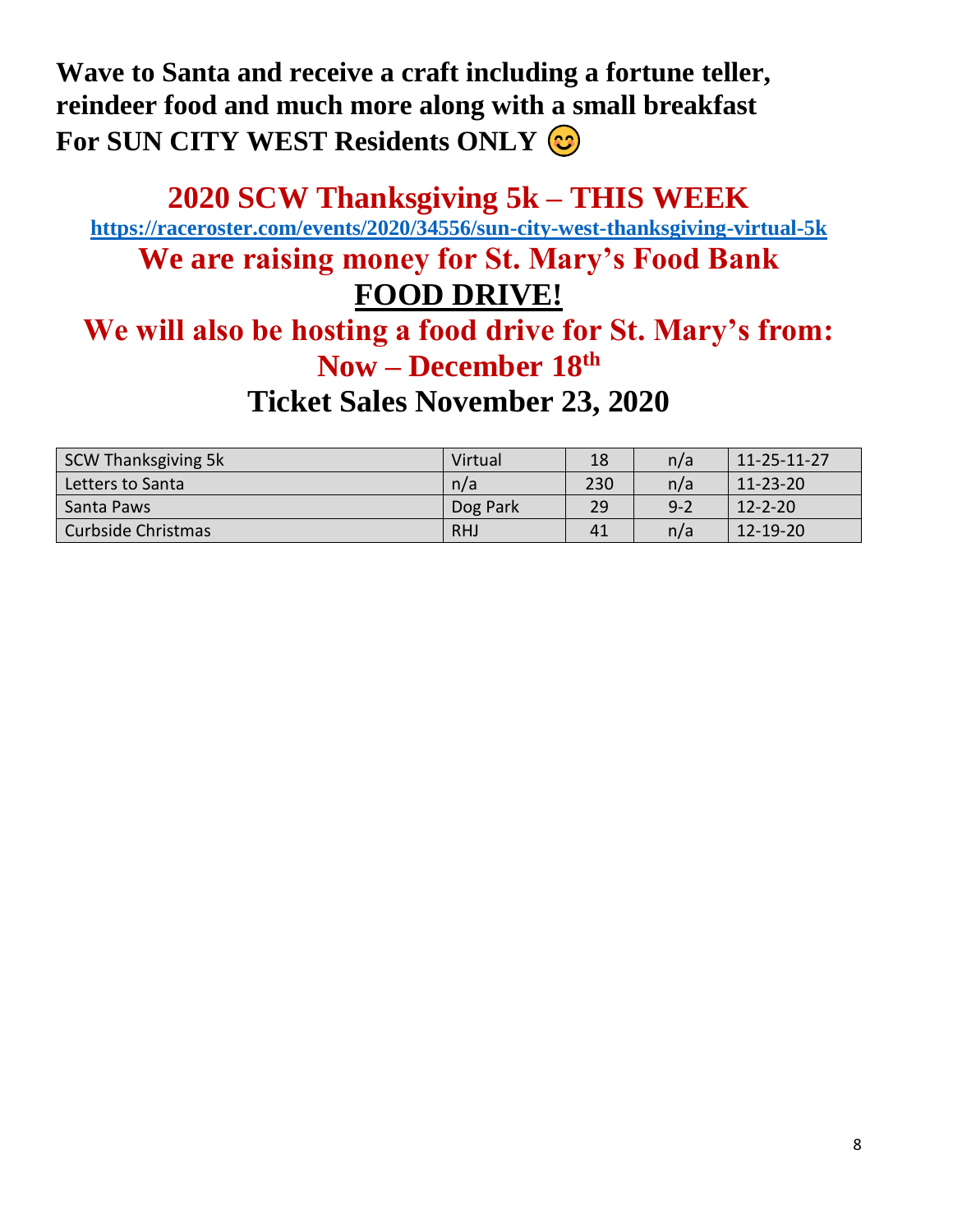**Wave to Santa and receive a craft including a fortune teller, reindeer food and much more along with a small breakfast**
**For SUN CITY WEST Residents ONLY 😊**

## 2020 SCW Thanksgiving 5k – THIS WEEK

**https://raceroster.com/events/2020/34556/sun-city-west-thanksgiving-virtual-5k**

## We are raising money for St. Mary's Food Bank

## FOOD DRIVE!

## We will also be hosting a food drive for St. Mary's from: Now – December 18th

## Ticket Sales November 23, 2020

| | | | | |
|---|---|---|---|---|
| SCW Thanksgiving 5k | Virtual | 18 | n/a | 11-25-11-27 |
| Letters to Santa | n/a | 230 | n/a | 11-23-20 |
| Santa Paws | Dog Park | 29 | 9-2 | 12-2-20 |
| Curbside Christmas | RHJ | 41 | n/a | 12-19-20 |